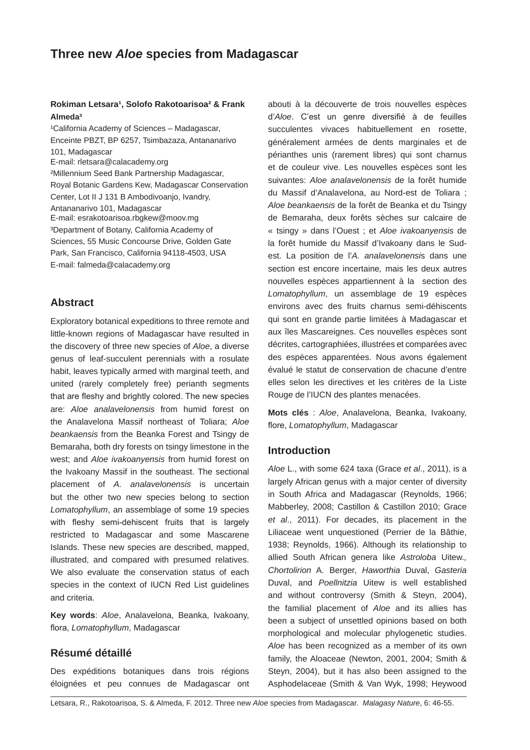# Three new *Aloe* species from Madagascar

**Rokiman Letsara[1], Solofo Rakotoarisoa[2] & Frank Almeda[3]**

[1]California Academy of Sciences – Madagascar, Enceinte PBZT, BP 6257, Tsimbazaza, Antananarivo 101, Madagascar
E-mail: rletsara@calacademy.org

[2]Millennium Seed Bank Partnership Madagascar, Royal Botanic Gardens Kew, Madagascar Conservation Center, Lot II J 131 B Ambodivoanjo, Ivandry, Antananarivo 101, Madagascar
E-mail: esrakotoarisoa.rbgkew@moov.mg

[3]Department of Botany, California Academy of Sciences, 55 Music Concourse Drive, Golden Gate Park, San Francisco, California 94118-4503, USA
E-mail: falmeda@calacademy.org

## Abstract

Exploratory botanical expeditions to three remote and little-known regions of Madagascar have resulted in the discovery of three new species of *Aloe*, a diverse genus of leaf-succulent perennials with a rosulate habit, leaves typically armed with marginal teeth, and united (rarely completely free) perianth segments that are fleshy and brightly colored. The new species are: *Aloe analavelonensis* from humid forest on the Analavelona Massif northeast of Toliara; *Aloe beankaensis* from the Beanka Forest and Tsingy de Bemaraha, both dry forests on tsingy limestone in the west; and *Aloe ivakoanyensis* from humid forest on the Ivakoany Massif in the southeast. The sectional placement of *A. analavelonensis* is uncertain but the other two new species belong to section *Lomatophyllum*, an assemblage of some 19 species with fleshy semi-dehiscent fruits that is largely restricted to Madagascar and some Mascarene Islands. These new species are described, mapped, illustrated, and compared with presumed relatives. We also evaluate the conservation status of each species in the context of IUCN Red List guidelines and criteria.

**Key words**: *Aloe*, Analavelona, Beanka, Ivakoany, flora, *Lomatophyllum*, Madagascar

## Résumé détaillé

Des expéditions botaniques dans trois régions éloignées et peu connues de Madagascar ont abouti à la découverte de trois nouvelles espèces d'*Aloe*. C'est un genre diversifié à de feuilles succulentes vivaces habituellement en rosette, généralement armées de dents marginales et de périanthes unis (rarement libres) qui sont charnus et de couleur vive. Les nouvelles espèces sont les suivantes: *Aloe analavelonensis* de la forêt humide du Massif d'Analavelona, au Nord-est de Toliara ; *Aloe beankaensis* de la forêt de Beanka et du Tsingy de Bemaraha, deux forêts sèches sur calcaire de « tsingy » dans l'Ouest ; et *Aloe ivakoanyensis* de la forêt humide du Massif d'Ivakoany dans le Sud-est. La position de l'*A. analavelonensis* dans une section est encore incertaine, mais les deux autres nouvelles espèces appartiennent à la section des *Lomatophyllum*, un assemblage de 19 espèces environs avec des fruits charnus semi-déhiscents qui sont en grande partie limitées à Madagascar et aux îles Mascareignes. Ces nouvelles espèces sont décrites, cartographiées, illustrées et comparées avec des espèces apparentées. Nous avons également évalué le statut de conservation de chacune d'entre elles selon les directives et les critères de la Liste Rouge de l'IUCN des plantes menacées.

**Mots clés** : *Aloe*, Analavelona, Beanka, Ivakoany, flore, *Lomatophyllum*, Madagascar

## Introduction

*Aloe* L., with some 624 taxa (Grace *et al*., 2011), is a largely African genus with a major center of diversity in South Africa and Madagascar (Reynolds, 1966; Mabberley, 2008; Castillon & Castillon 2010; Grace *et al*., 2011). For decades, its placement in the Liliaceae went unquestioned (Perrier de la Bâthie, 1938; Reynolds, 1966). Although its relationship to allied South African genera like *Astroloba* Uitew., *Chortolirion* A. Berger, *Haworthia* Duval, *Gasteria* Duval, and *Poellnitzia* Uitew is well established and without controversy (Smith & Steyn, 2004), the familial placement of *Aloe* and its allies has been a subject of unsettled opinions based on both morphological and molecular phylogenetic studies. *Aloe* has been recognized as a member of its own family, the Aloaceae (Newton, 2001, 2004; Smith & Steyn, 2004), but it has also been assigned to the Asphodelaceae (Smith & Van Wyk, 1998; Heywood

Letsara, R., Rakotoarisoa, S. & Almeda, F. 2012. Three new *Aloe* species from Madagascar. *Malagasy Nature*, 6: 46-55.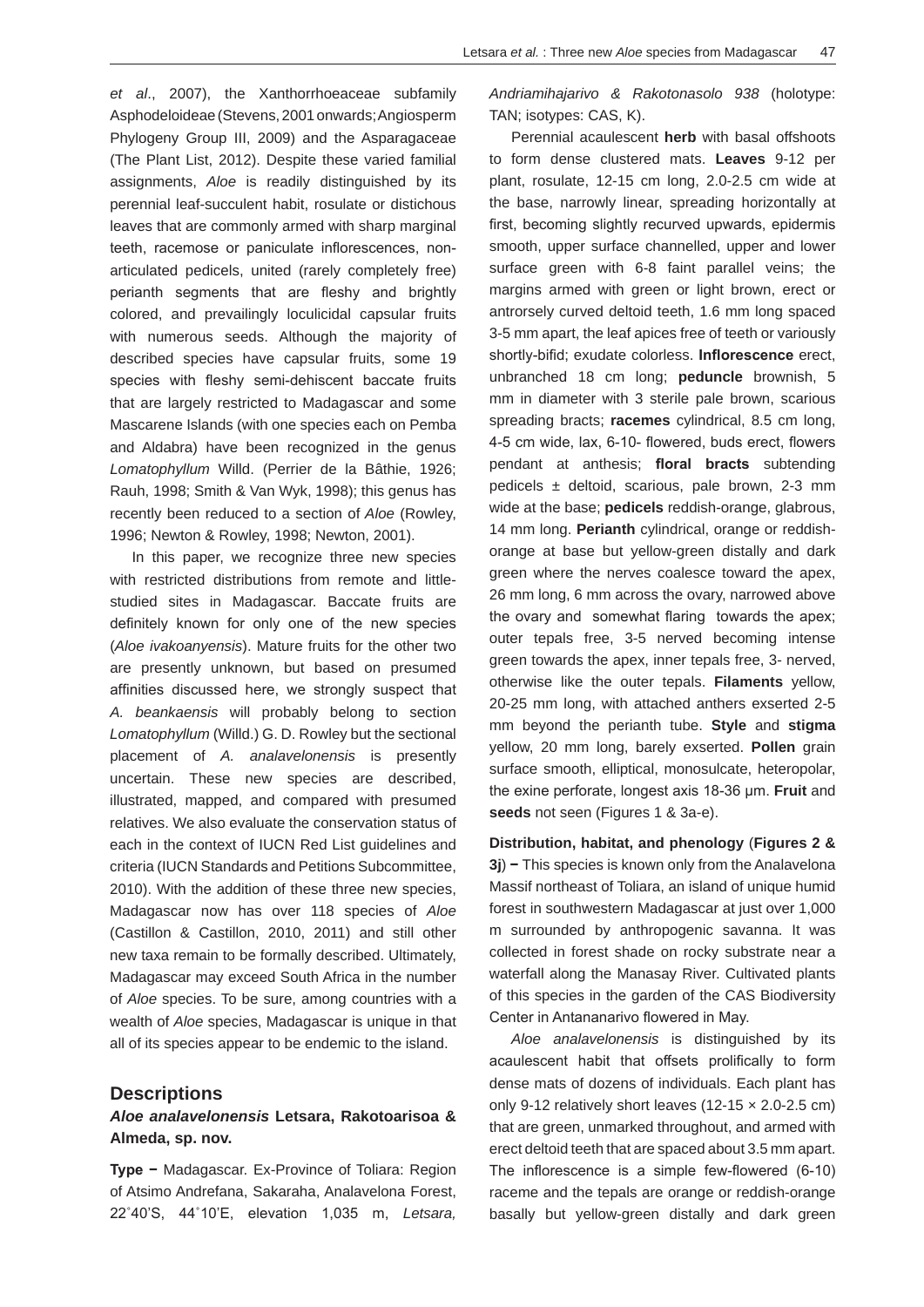*et al*., 2007), the Xanthorrhoeaceae subfamily Asphodeloideae (Stevens, 2001 onwards; Angiosperm Phylogeny Group III, 2009) and the Asparagaceae (The Plant List, 2012). Despite these varied familial assignments, *Aloe* is readily distinguished by its perennial leaf-succulent habit, rosulate or distichous leaves that are commonly armed with sharp marginal teeth, racemose or paniculate inflorescences, non-articulated pedicels, united (rarely completely free) perianth segments that are fleshy and brightly colored, and prevailingly loculicidal capsular fruits with numerous seeds. Although the majority of described species have capsular fruits, some 19 species with fleshy semi-dehiscent baccate fruits that are largely restricted to Madagascar and some Mascarene Islands (with one species each on Pemba and Aldabra) have been recognized in the genus *Lomatophyllum* Willd. (Perrier de la Bâthie, 1926; Rauh, 1998; Smith & Van Wyk, 1998); this genus has recently been reduced to a section of *Aloe* (Rowley, 1996; Newton & Rowley, 1998; Newton, 2001).

In this paper, we recognize three new species with restricted distributions from remote and little-studied sites in Madagascar. Baccate fruits are definitely known for only one of the new species (*Aloe ivakoanyensis*). Mature fruits for the other two are presently unknown, but based on presumed affinities discussed here, we strongly suspect that *A. beankaensis* will probably belong to section *Lomatophyllum* (Willd.) G. D. Rowley but the sectional placement of *A. analavelonensis* is presently uncertain. These new species are described, illustrated, mapped, and compared with presumed relatives. We also evaluate the conservation status of each in the context of IUCN Red List guidelines and criteria (IUCN Standards and Petitions Subcommittee, 2010). With the addition of these three new species, Madagascar now has over 118 species of *Aloe* (Castillon & Castillon, 2010, 2011) and still other new taxa remain to be formally described. Ultimately, Madagascar may exceed South Africa in the number of *Aloe* species. To be sure, among countries with a wealth of *Aloe* species, Madagascar is unique in that all of its species appear to be endemic to the island.

## Descriptions

### *Aloe analavelonensis* Letsara, Rakotoarisoa & Almeda, sp. nov.

**Type −** Madagascar. Ex-Province of Toliara: Region of Atsimo Andrefana, Sakaraha, Analavelona Forest, 22˚40'S, 44˚10'E, elevation 1,035 m, *Letsara, Andriamihajarivo & Rakotonasolo 938* (holotype: TAN; isotypes: CAS, K).

Perennial acaulescent **herb** with basal offshoots to form dense clustered mats. **Leaves** 9-12 per plant, rosulate, 12-15 cm long, 2.0-2.5 cm wide at the base, narrowly linear, spreading horizontally at first, becoming slightly recurved upwards, epidermis smooth, upper surface channelled, upper and lower surface green with 6-8 faint parallel veins; the margins armed with green or light brown, erect or antrorsely curved deltoid teeth, 1.6 mm long spaced 3-5 mm apart, the leaf apices free of teeth or variously shortly-bifid; exudate colorless. **Inflorescence** erect, unbranched 18 cm long; **peduncle** brownish, 5 mm in diameter with 3 sterile pale brown, scarious spreading bracts; **racemes** cylindrical, 8.5 cm long, 4-5 cm wide, lax, 6-10- flowered, buds erect, flowers pendant at anthesis; **floral bracts** subtending pedicels ± deltoid, scarious, pale brown, 2-3 mm wide at the base; **pedicels** reddish-orange, glabrous, 14 mm long. **Perianth** cylindrical, orange or reddish-orange at base but yellow-green distally and dark green where the nerves coalesce toward the apex, 26 mm long, 6 mm across the ovary, narrowed above the ovary and somewhat flaring towards the apex; outer tepals free, 3-5 nerved becoming intense green towards the apex, inner tepals free, 3- nerved, otherwise like the outer tepals. **Filaments** yellow, 20-25 mm long, with attached anthers exserted 2-5 mm beyond the perianth tube. **Style** and **stigma** yellow, 20 mm long, barely exserted. **Pollen** grain surface smooth, elliptical, monosulcate, heteropolar, the exine perforate, longest axis 18-36 µm. **Fruit** and **seeds** not seen (Figures 1 & 3a-e).

**Distribution, habitat, and phenology** (**Figures 2 & 3j**) **−** This species is known only from the Analavelona Massif northeast of Toliara, an island of unique humid forest in southwestern Madagascar at just over 1,000 m surrounded by anthropogenic savanna. It was collected in forest shade on rocky substrate near a waterfall along the Manasay River. Cultivated plants of this species in the garden of the CAS Biodiversity Center in Antananarivo flowered in May.

*Aloe analavelonensis* is distinguished by its acaulescent habit that offsets prolifically to form dense mats of dozens of individuals. Each plant has only 9-12 relatively short leaves (12-15 × 2.0-2.5 cm) that are green, unmarked throughout, and armed with erect deltoid teeth that are spaced about 3.5 mm apart. The inflorescence is a simple few-flowered (6-10) raceme and the tepals are orange or reddish-orange basally but yellow-green distally and dark green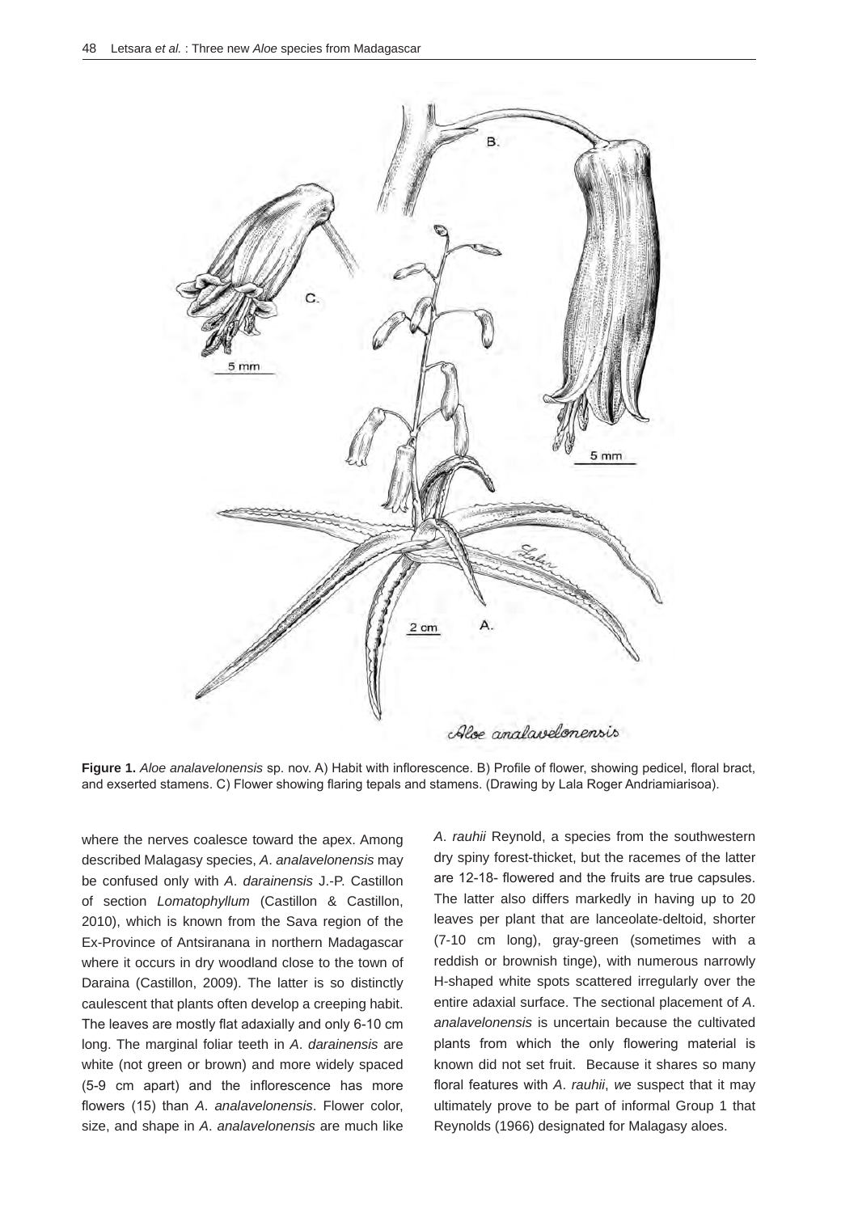**Figure 1.** *Aloe analavelonensis* sp. nov. A) Habit with inflorescence. B) Profile of flower, showing pedicel, floral bract, and exserted stamens. C) Flower showing flaring tepals and stamens. (Drawing by Lala Roger Andriamiarisoa).

where the nerves coalesce toward the apex. Among described Malagasy species, *A. analavelonensis* may be confused only with *A. darainensis* J.-P. Castillon of section *Lomatophyllum* (Castillon & Castillon, 2010), which is known from the Sava region of the Ex-Province of Antsiranana in northern Madagascar where it occurs in dry woodland close to the town of Daraina (Castillon, 2009). The latter is so distinctly caulescent that plants often develop a creeping habit. The leaves are mostly flat adaxially and only 6-10 cm long. The marginal foliar teeth in *A. darainensis* are white (not green or brown) and more widely spaced (5-9 cm apart) and the inflorescence has more flowers (15) than *A. analavelonensis*. Flower color, size, and shape in *A. analavelonensis* are much like *A. rauhii* Reynold, a species from the southwestern dry spiny forest-thicket, but the racemes of the latter are 12-18- flowered and the fruits are true capsules. The latter also differs markedly in having up to 20 leaves per plant that are lanceolate-deltoid, shorter (7-10 cm long), gray-green (sometimes with a reddish or brownish tinge), with numerous narrowly H-shaped white spots scattered irregularly over the entire adaxial surface. The sectional placement of *A. analavelonensis* is uncertain because the cultivated plants from which the only flowering material is known did not set fruit. Because it shares so many floral features with *A. rauhii*, we suspect that it may ultimately prove to be part of informal Group 1 that Reynolds (1966) designated for Malagasy aloes.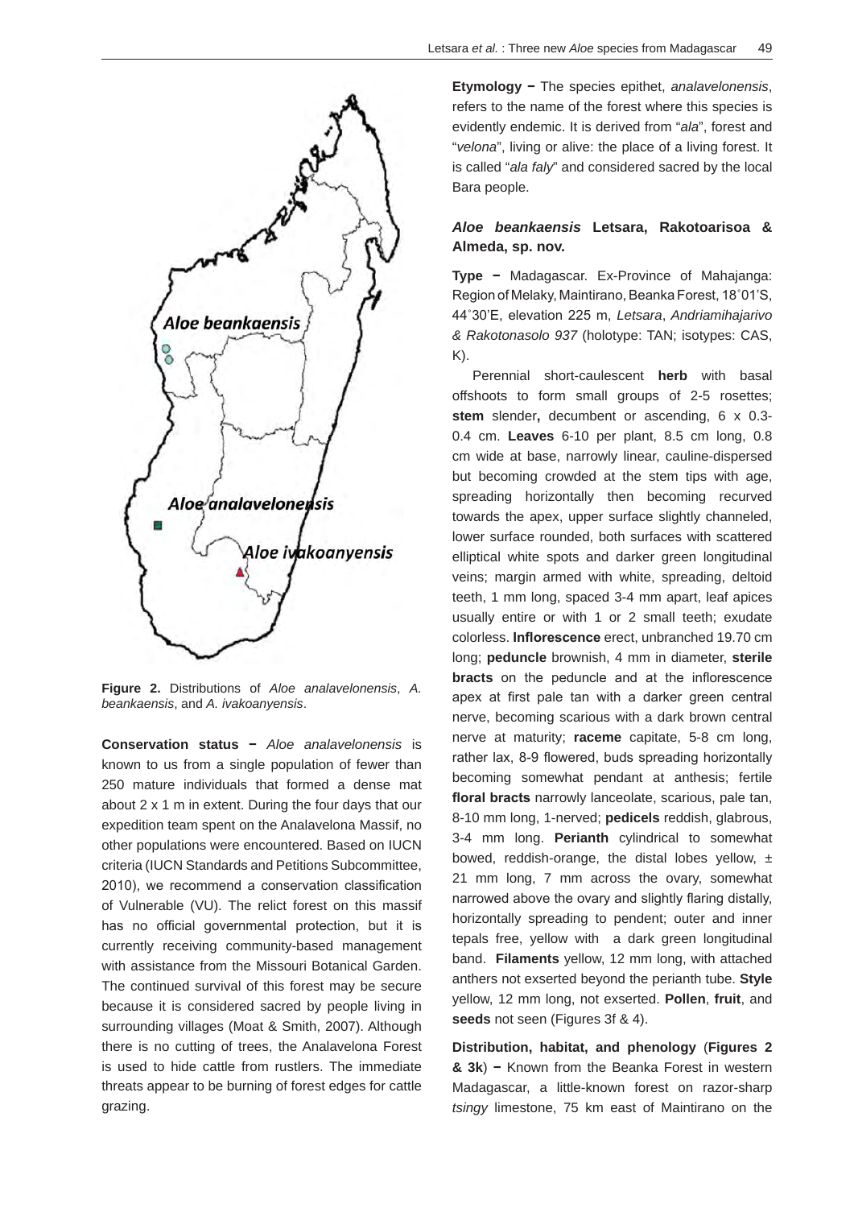**Figure 2.** Distributions of *Aloe analavelonensis*, *A. beankaensis*, and *A. ivakoanyensis*.

**Conservation status −** *Aloe analavelonensis* is known to us from a single population of fewer than 250 mature individuals that formed a dense mat about 2 x 1 m in extent. During the four days that our expedition team spent on the Analavelona Massif, no other populations were encountered. Based on IUCN criteria (IUCN Standards and Petitions Subcommittee, 2010), we recommend a conservation classification of Vulnerable (VU). The relict forest on this massif has no official governmental protection, but it is currently receiving community-based management with assistance from the Missouri Botanical Garden. The continued survival of this forest may be secure because it is considered sacred by people living in surrounding villages (Moat & Smith, 2007). Although there is no cutting of trees, the Analavelona Forest is used to hide cattle from rustlers. The immediate threats appear to be burning of forest edges for cattle grazing.

**Etymology −** The species epithet, *analavelonensis*, refers to the name of the forest where this species is evidently endemic. It is derived from "*ala*", forest and "*velona*", living or alive: the place of a living forest. It is called "*ala faly*" and considered sacred by the local Bara people.

### *Aloe beankaensis* Letsara, Rakotoarisoa & Almeda, sp. nov.

**Type −** Madagascar. Ex-Province of Mahajanga: Region of Melaky, Maintirano, Beanka Forest, 18˚01'S, 44˚30'E, elevation 225 m, *Letsara*, *Andriamihajarivo & Rakotonasolo 937* (holotype: TAN; isotypes: CAS, K).

Perennial short-caulescent **herb** with basal offshoots to form small groups of 2-5 rosettes; **stem** slender**,** decumbent or ascending, 6 x 0.3-0.4 cm. **Leaves** 6-10 per plant, 8.5 cm long, 0.8 cm wide at base, narrowly linear, cauline-dispersed but becoming crowded at the stem tips with age, spreading horizontally then becoming recurved towards the apex, upper surface slightly channeled, lower surface rounded, both surfaces with scattered elliptical white spots and darker green longitudinal veins; margin armed with white, spreading, deltoid teeth, 1 mm long, spaced 3-4 mm apart, leaf apices usually entire or with 1 or 2 small teeth; exudate colorless. **Inflorescence** erect, unbranched 19.70 cm long; **peduncle** brownish, 4 mm in diameter, **sterile bracts** on the peduncle and at the inflorescence apex at first pale tan with a darker green central nerve, becoming scarious with a dark brown central nerve at maturity; **raceme** capitate, 5-8 cm long, rather lax, 8-9 flowered, buds spreading horizontally becoming somewhat pendant at anthesis; fertile **floral bracts** narrowly lanceolate, scarious, pale tan, 8-10 mm long, 1-nerved; **pedicels** reddish, glabrous, 3-4 mm long. **Perianth** cylindrical to somewhat bowed, reddish-orange, the distal lobes yellow, ± 21 mm long, 7 mm across the ovary, somewhat narrowed above the ovary and slightly flaring distally, horizontally spreading to pendent; outer and inner tepals free, yellow with a dark green longitudinal band. **Filaments** yellow, 12 mm long, with attached anthers not exserted beyond the perianth tube. **Style** yellow, 12 mm long, not exserted. **Pollen**, **fruit**, and **seeds** not seen (Figures 3f & 4).

**Distribution, habitat, and phenology** (**Figures 2 & 3k**) **−** Known from the Beanka Forest in western Madagascar, a little-known forest on razor-sharp *tsingy* limestone, 75 km east of Maintirano on the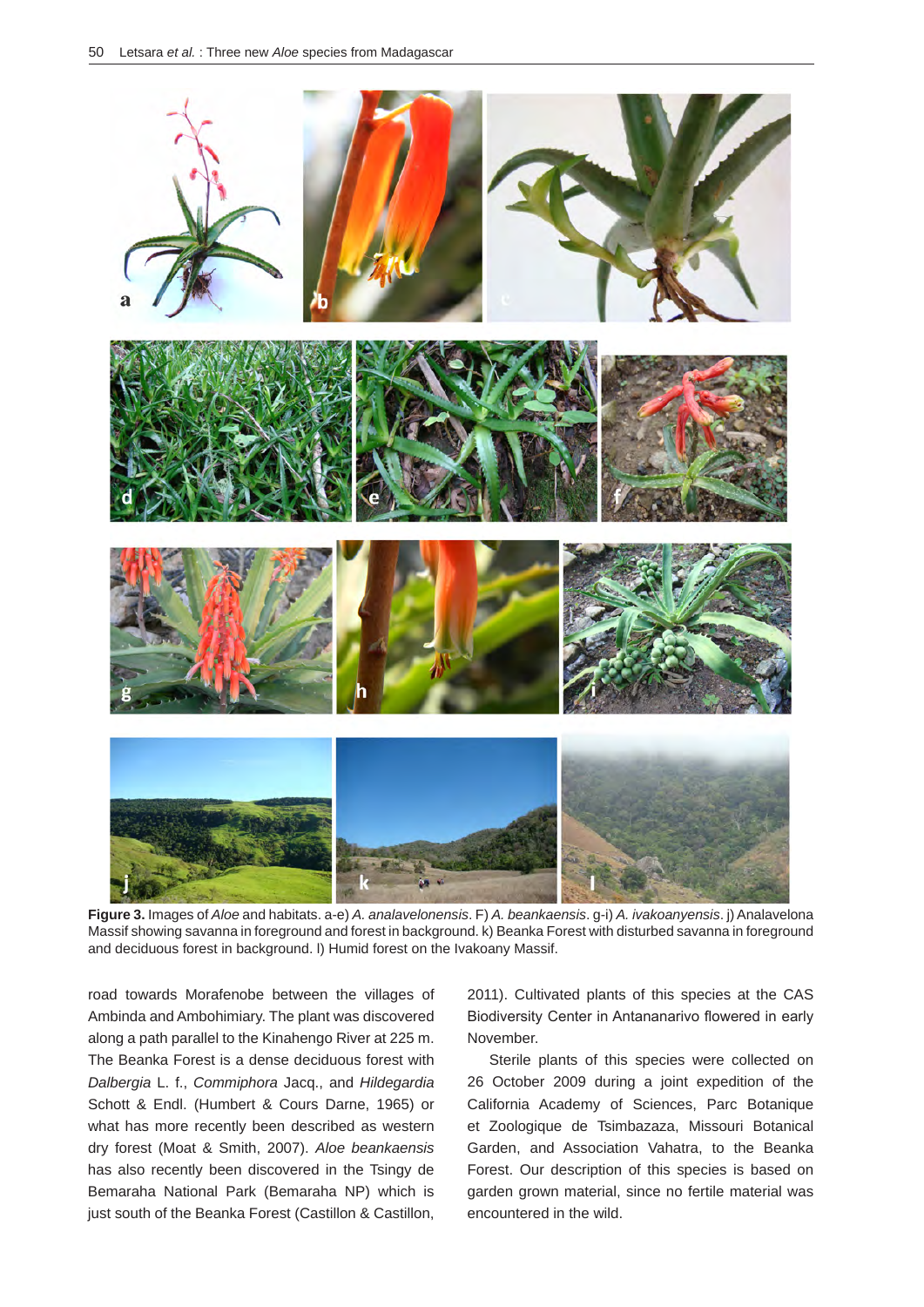**Figure 3.** Images of *Aloe* and habitats. a-e) *A. analavelonensis*. F) *A. beankaensis*. g-i) *A. ivakoanyensis*. j) Analavelona Massif showing savanna in foreground and forest in background. k) Beanka Forest with disturbed savanna in foreground and deciduous forest in background. l) Humid forest on the Ivakoany Massif.

road towards Morafenobe between the villages of Ambinda and Ambohimiary. The plant was discovered along a path parallel to the Kinahengo River at 225 m. The Beanka Forest is a dense deciduous forest with *Dalbergia* L. f., *Commiphora* Jacq., and *Hildegardia* Schott & Endl. (Humbert & Cours Darne, 1965) or what has more recently been described as western dry forest (Moat & Smith, 2007). *Aloe beankaensis* has also recently been discovered in the Tsingy de Bemaraha National Park (Bemaraha NP) which is just south of the Beanka Forest (Castillon & Castillon, 2011). Cultivated plants of this species at the CAS Biodiversity Center in Antananarivo flowered in early November.

Sterile plants of this species were collected on 26 October 2009 during a joint expedition of the California Academy of Sciences, Parc Botanique et Zoologique de Tsimbazaza, Missouri Botanical Garden, and Association Vahatra, to the Beanka Forest. Our description of this species is based on garden grown material, since no fertile material was encountered in the wild.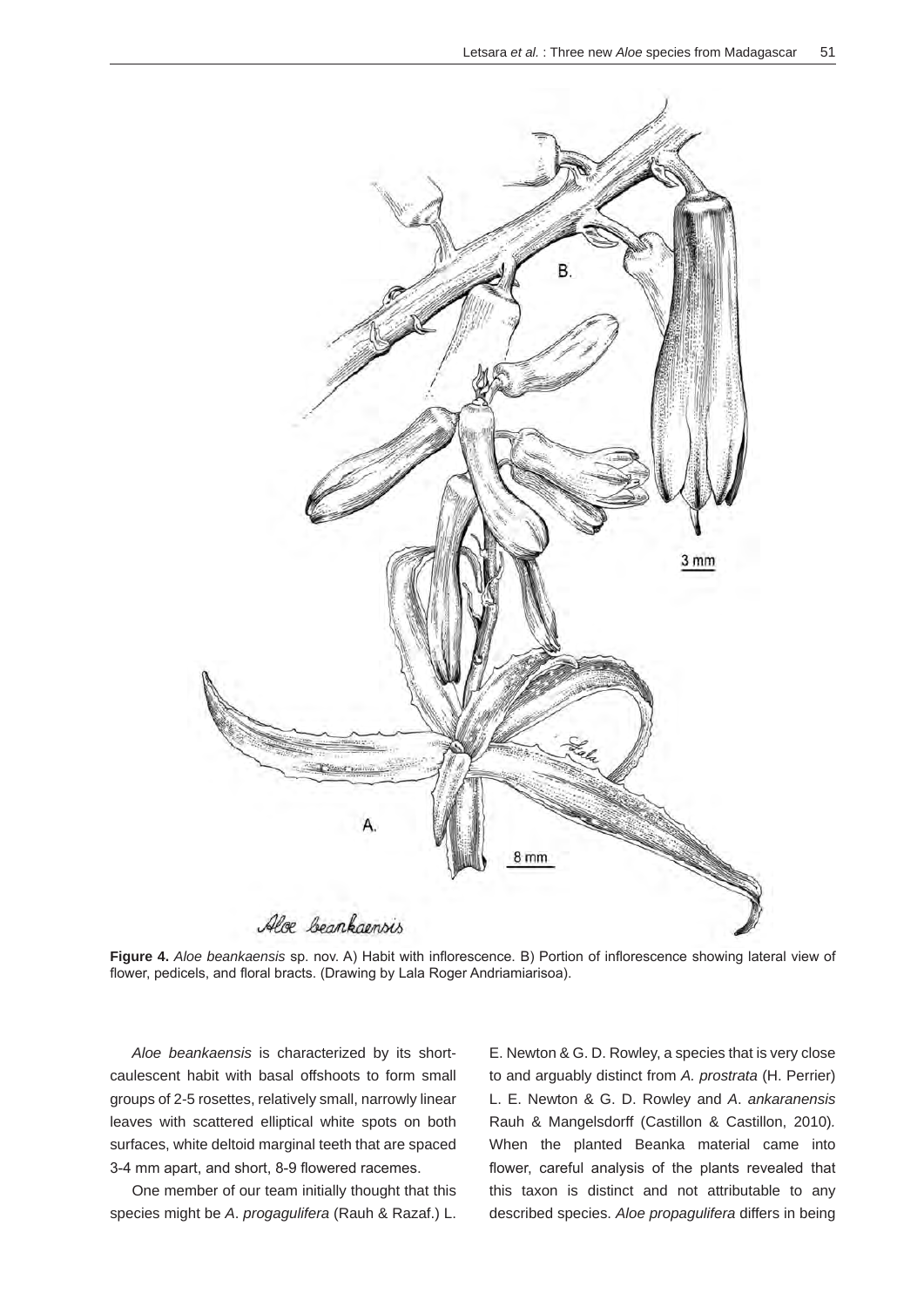**Figure 4.** *Aloe beankaensis* sp. nov. A) Habit with inflorescence. B) Portion of inflorescence showing lateral view of flower, pedicels, and floral bracts. (Drawing by Lala Roger Andriamiarisoa).

*Aloe beankaensis* is characterized by its short-caulescent habit with basal offshoots to form small groups of 2-5 rosettes, relatively small, narrowly linear leaves with scattered elliptical white spots on both surfaces, white deltoid marginal teeth that are spaced 3-4 mm apart, and short, 8-9 flowered racemes.

One member of our team initially thought that this species might be *A. progagulifera* (Rauh & Razaf.) L. E. Newton & G. D. Rowley, a species that is very close to and arguably distinct from *A. prostrata* (H. Perrier) L. E. Newton & G. D. Rowley and *A. ankaranensis* Rauh & Mangelsdorff (Castillon & Castillon, 2010). When the planted Beanka material came into flower, careful analysis of the plants revealed that this taxon is distinct and not attributable to any described species. *Aloe propagulifera* differs in being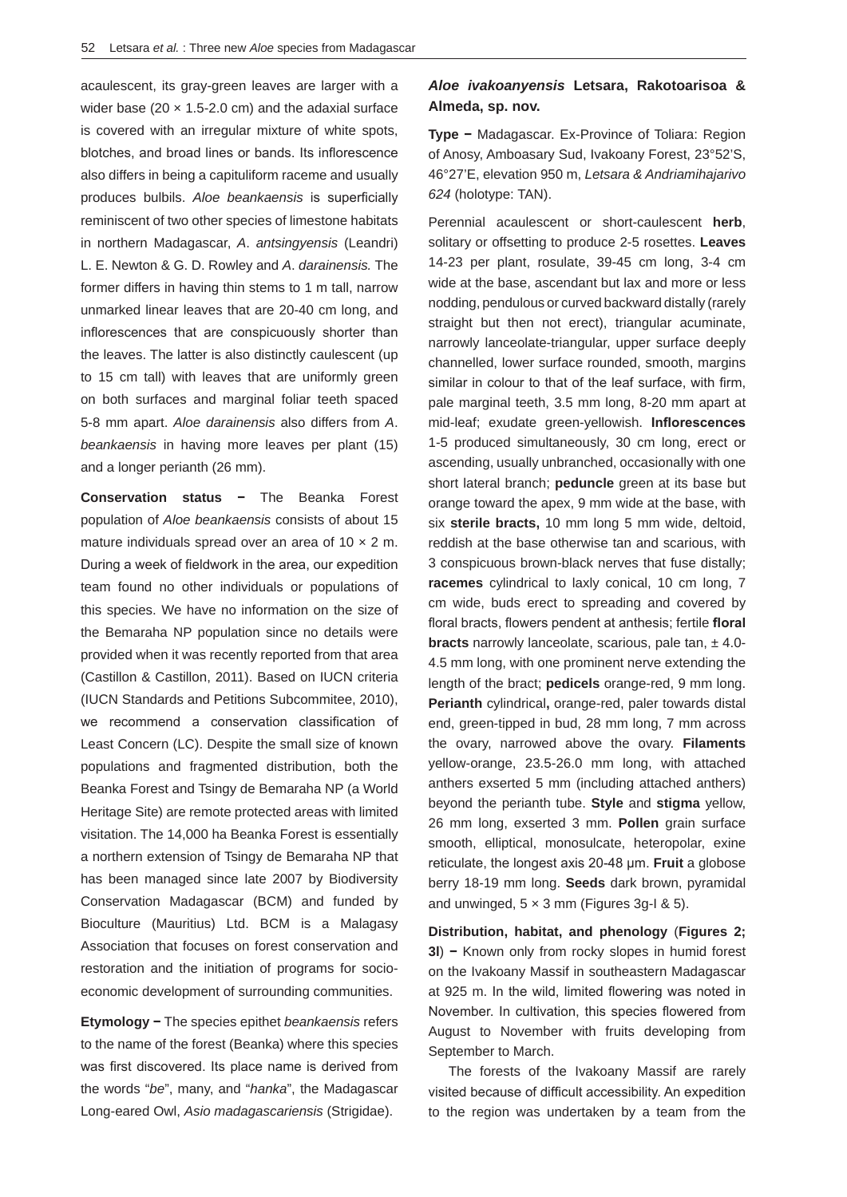acaulescent, its gray-green leaves are larger with a wider base (20 × 1.5-2.0 cm) and the adaxial surface is covered with an irregular mixture of white spots, blotches, and broad lines or bands. Its inflorescence also differs in being a capituliform raceme and usually produces bulbils. *Aloe beankaensis* is superficially reminiscent of two other species of limestone habitats in northern Madagascar, *A. antsingyensis* (Leandri) L. E. Newton & G. D. Rowley and *A. darainensis.* The former differs in having thin stems to 1 m tall, narrow unmarked linear leaves that are 20-40 cm long, and inflorescences that are conspicuously shorter than the leaves. The latter is also distinctly caulescent (up to 15 cm tall) with leaves that are uniformly green on both surfaces and marginal foliar teeth spaced 5-8 mm apart. *Aloe darainensis* also differs from *A. beankaensis* in having more leaves per plant (15) and a longer perianth (26 mm).

**Conservation status −** The Beanka Forest population of *Aloe beankaensis* consists of about 15 mature individuals spread over an area of 10 × 2 m. During a week of fieldwork in the area, our expedition team found no other individuals or populations of this species. We have no information on the size of the Bemaraha NP population since no details were provided when it was recently reported from that area (Castillon & Castillon, 2011). Based on IUCN criteria (IUCN Standards and Petitions Subcommitee, 2010), we recommend a conservation classification of Least Concern (LC). Despite the small size of known populations and fragmented distribution, both the Beanka Forest and Tsingy de Bemaraha NP (a World Heritage Site) are remote protected areas with limited visitation. The 14,000 ha Beanka Forest is essentially a northern extension of Tsingy de Bemaraha NP that has been managed since late 2007 by Biodiversity Conservation Madagascar (BCM) and funded by Bioculture (Mauritius) Ltd. BCM is a Malagasy Association that focuses on forest conservation and restoration and the initiation of programs for socio-economic development of surrounding communities.

**Etymology −** The species epithet *beankaensis* refers to the name of the forest (Beanka) where this species was first discovered. Its place name is derived from the words "*be*", many, and "*hanka*", the Madagascar Long-eared Owl, *Asio madagascariensis* (Strigidae).

***Aloe ivakoanyensis* Letsara, Rakotoarisoa & Almeda, sp. nov.**

**Type −** Madagascar. Ex-Province of Toliara: Region of Anosy, Amboasary Sud, Ivakoany Forest, 23°52'S, 46°27'E, elevation 950 m, *Letsara & Andriamihajarivo 624* (holotype: TAN).

Perennial acaulescent or short-caulescent **herb**, solitary or offsetting to produce 2-5 rosettes. **Leaves** 14-23 per plant, rosulate, 39-45 cm long, 3-4 cm wide at the base, ascendant but lax and more or less nodding, pendulous or curved backward distally (rarely straight but then not erect), triangular acuminate, narrowly lanceolate-triangular, upper surface deeply channelled, lower surface rounded, smooth, margins similar in colour to that of the leaf surface, with firm, pale marginal teeth, 3.5 mm long, 8-20 mm apart at mid-leaf; exudate green-yellowish. **Inflorescences** 1-5 produced simultaneously, 30 cm long, erect or ascending, usually unbranched, occasionally with one short lateral branch; **peduncle** green at its base but orange toward the apex, 9 mm wide at the base, with six **sterile bracts,** 10 mm long 5 mm wide, deltoid, reddish at the base otherwise tan and scarious, with 3 conspicuous brown-black nerves that fuse distally; **racemes** cylindrical to laxly conical, 10 cm long, 7 cm wide, buds erect to spreading and covered by floral bracts, flowers pendent at anthesis; fertile **floral bracts** narrowly lanceolate, scarious, pale tan, ± 4.0-4.5 mm long, with one prominent nerve extending the length of the bract; **pedicels** orange-red, 9 mm long. **Perianth** cylindrical**,** orange-red, paler towards distal end, green-tipped in bud, 28 mm long, 7 mm across the ovary, narrowed above the ovary. **Filaments** yellow-orange, 23.5-26.0 mm long, with attached anthers exserted 5 mm (including attached anthers) beyond the perianth tube. **Style** and **stigma** yellow, 26 mm long, exserted 3 mm. **Pollen** grain surface smooth, elliptical, monosulcate, heteropolar, exine reticulate, the longest axis 20-48 µm. **Fruit** a globose berry 18-19 mm long. **Seeds** dark brown, pyramidal and unwinged, 5 × 3 mm (Figures 3g-l & 5).

**Distribution, habitat, and phenology** (**Figures 2; 3l**) **−** Known only from rocky slopes in humid forest on the Ivakoany Massif in southeastern Madagascar at 925 m. In the wild, limited flowering was noted in November. In cultivation, this species flowered from August to November with fruits developing from September to March.

The forests of the Ivakoany Massif are rarely visited because of difficult accessibility. An expedition to the region was undertaken by a team from the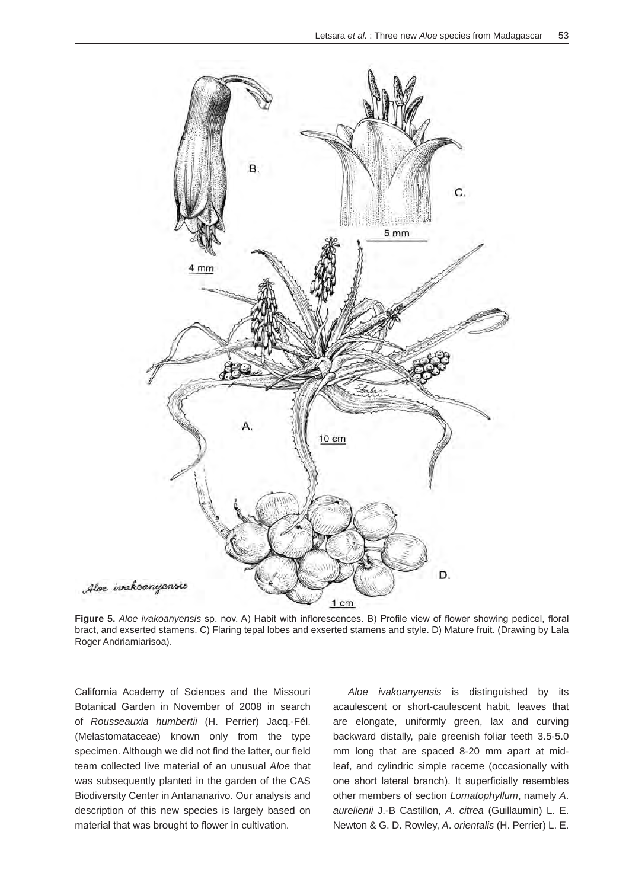**Figure 5.** *Aloe ivakoanyensis* sp. nov. A) Habit with inflorescences. B) Profile view of flower showing pedicel, floral bract, and exserted stamens. C) Flaring tepal lobes and exserted stamens and style. D) Mature fruit. (Drawing by Lala Roger Andriamiarisoa).

California Academy of Sciences and the Missouri Botanical Garden in November of 2008 in search of *Rousseauxia humbertii* (H. Perrier) Jacq.-Fél. (Melastomataceae) known only from the type specimen. Although we did not find the latter, our field team collected live material of an unusual *Aloe* that was subsequently planted in the garden of the CAS Biodiversity Center in Antananarivo. Our analysis and description of this new species is largely based on material that was brought to flower in cultivation.

*Aloe ivakoanyensis* is distinguished by its acaulescent or short-caulescent habit, leaves that are elongate, uniformly green, lax and curving backward distally, pale greenish foliar teeth 3.5-5.0 mm long that are spaced 8-20 mm apart at mid-leaf, and cylindric simple raceme (occasionally with one short lateral branch). It superficially resembles other members of section *Lomatophyllum*, namely *A. aurelienii* J.-B Castillon, *A. citrea* (Guillaumin) L. E. Newton & G. D. Rowley, *A. orientalis* (H. Perrier) L. E.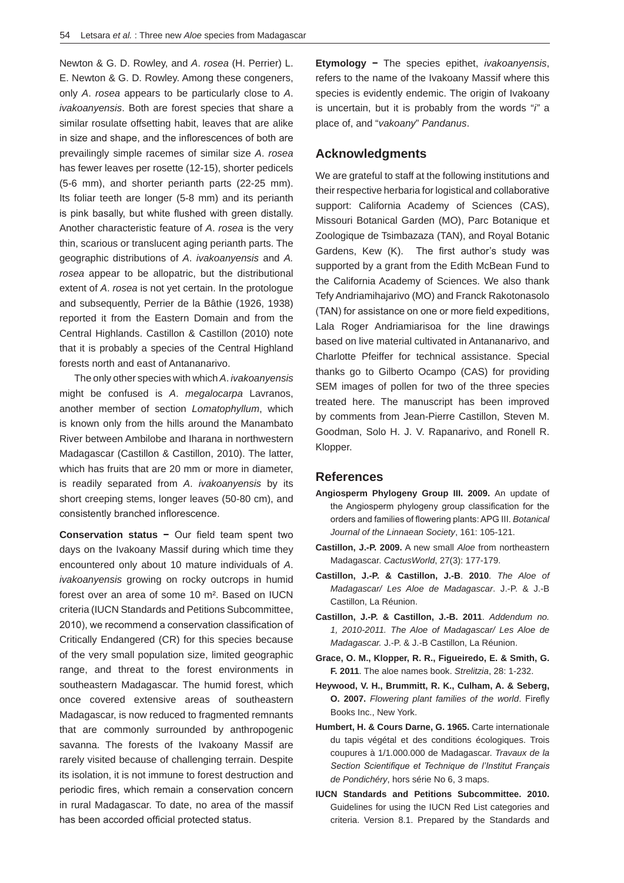Newton & G. D. Rowley, and *A. rosea* (H. Perrier) L. E. Newton & G. D. Rowley. Among these congeners, only *A. rosea* appears to be particularly close to *A. ivakoanyensis*. Both are forest species that share a similar rosulate offsetting habit, leaves that are alike in size and shape, and the inflorescences of both are prevailingly simple racemes of similar size *A. rosea* has fewer leaves per rosette (12-15), shorter pedicels (5-6 mm), and shorter perianth parts (22-25 mm). Its foliar teeth are longer (5-8 mm) and its perianth is pink basally, but white flushed with green distally. Another characteristic feature of *A. rosea* is the very thin, scarious or translucent aging perianth parts. The geographic distributions of *A. ivakoanyensis* and *A. rosea* appear to be allopatric, but the distributional extent of *A. rosea* is not yet certain. In the protologue and subsequently, Perrier de la Bâthie (1926, 1938) reported it from the Eastern Domain and from the Central Highlands. Castillon & Castillon (2010) note that it is probably a species of the Central Highland forests north and east of Antananarivo.

The only other species with which *A. ivakoanyensis* might be confused is *A. megalocarpa* Lavranos, another member of section *Lomatophyllum*, which is known only from the hills around the Manambato River between Ambilobe and Iharana in northwestern Madagascar (Castillon & Castillon, 2010). The latter, which has fruits that are 20 mm or more in diameter, is readily separated from *A. ivakoanyensis* by its short creeping stems, longer leaves (50-80 cm), and consistently branched inflorescence.

**Conservation status −** Our field team spent two days on the Ivakoany Massif during which time they encountered only about 10 mature individuals of *A. ivakoanyensis* growing on rocky outcrops in humid forest over an area of some 10 m². Based on IUCN criteria (IUCN Standards and Petitions Subcommittee, 2010), we recommend a conservation classification of Critically Endangered (CR) for this species because of the very small population size, limited geographic range, and threat to the forest environments in southeastern Madagascar. The humid forest, which once covered extensive areas of southeastern Madagascar, is now reduced to fragmented remnants that are commonly surrounded by anthropogenic savanna. The forests of the Ivakoany Massif are rarely visited because of challenging terrain. Despite its isolation, it is not immune to forest destruction and periodic fires, which remain a conservation concern in rural Madagascar. To date, no area of the massif has been accorded official protected status.

**Etymology −** The species epithet, *ivakoanyensis*, refers to the name of the Ivakoany Massif where this species is evidently endemic. The origin of Ivakoany is uncertain, but it is probably from the words "*i*" a place of, and "*vakoany*" *Pandanus*.

## Acknowledgments

We are grateful to staff at the following institutions and their respective herbaria for logistical and collaborative support: California Academy of Sciences (CAS), Missouri Botanical Garden (MO), Parc Botanique et Zoologique de Tsimbazaza (TAN), and Royal Botanic Gardens, Kew (K). The first author's study was supported by a grant from the Edith McBean Fund to the California Academy of Sciences. We also thank Tefy Andriamihajarivo (MO) and Franck Rakotonasolo (TAN) for assistance on one or more field expeditions, Lala Roger Andriamiarisoa for the line drawings based on live material cultivated in Antananarivo, and Charlotte Pfeiffer for technical assistance. Special thanks go to Gilberto Ocampo (CAS) for providing SEM images of pollen for two of the three species treated here. The manuscript has been improved by comments from Jean-Pierre Castillon, Steven M. Goodman, Solo H. J. V. Rapanarivo, and Ronell R. Klopper.

## References

**Angiosperm Phylogeny Group III. 2009.** An update of the Angiosperm phylogeny group classification for the orders and families of flowering plants: APG III. *Botanical Journal of the Linnaean Society*, 161: 105-121.

**Castillon, J.-P. 2009.** A new small *Aloe* from northeastern Madagascar. *CactusWorld*, 27(3): 177-179.

**Castillon, J.-P. & Castillon, J.-B**. **2010**. *The Aloe of Madagascar/ Les Aloe de Madagascar*. J.-P. & J.-B Castillon, La Réunion.

**Castillon, J.-P. & Castillon, J.-B. 2011**. *Addendum no. 1, 2010-2011. The Aloe of Madagascar/ Les Aloe de Madagascar.* J.-P. & J.-B Castillon, La Réunion.

**Grace, O. M., Klopper, R. R., Figueiredo, E. & Smith, G. F. 2011**. The aloe names book. *Strelitzia*, 28: 1-232.

**Heywood, V. H., Brummitt, R. K., Culham, A. & Seberg, O. 2007.** *Flowering plant families of the world*. Firefly Books Inc., New York.

**Humbert, H. & Cours Darne, G. 1965.** Carte internationale du tapis végétal et des conditions écologiques. Trois coupures à 1/1.000.000 de Madagascar. *Travaux de la Section Scientifique et Technique de l'Institut Français de Pondichéry*, hors série No 6, 3 maps.

**IUCN Standards and Petitions Subcommittee. 2010.** Guidelines for using the IUCN Red List categories and criteria. Version 8.1. Prepared by the Standards and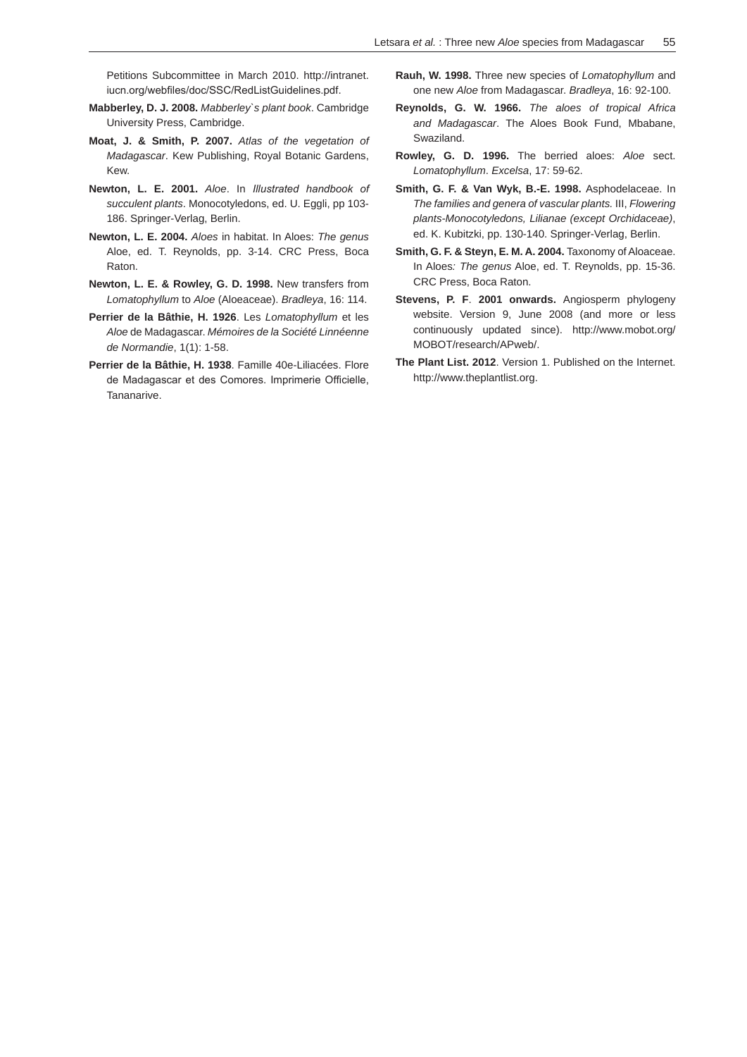Petitions Subcommittee in March 2010. http://intranet.iucn.org/webfiles/doc/SSC/RedListGuidelines.pdf.

**Mabberley, D. J. 2008.** *Mabberley`s plant book*. Cambridge University Press, Cambridge.

**Moat, J. & Smith, P. 2007.** *Atlas of the vegetation of Madagascar*. Kew Publishing, Royal Botanic Gardens, Kew.

**Newton, L. E. 2001.** *Aloe*. In *Illustrated handbook of succulent plants*. Monocotyledons, ed. U. Eggli, pp 103-186. Springer-Verlag, Berlin.

**Newton, L. E. 2004.** *Aloes* in habitat. In Aloes: *The genus* Aloe, ed. T. Reynolds, pp. 3-14. CRC Press, Boca Raton.

**Newton, L. E. & Rowley, G. D. 1998.** New transfers from *Lomatophyllum* to *Aloe* (Aloeaceae). *Bradleya*, 16: 114.

**Perrier de la Bâthie, H. 1926**. Les *Lomatophyllum* et les *Aloe* de Madagascar. *Mémoires de la Société Linnéenne de Normandie*, 1(1): 1-58.

**Perrier de la Bâthie, H. 1938**. Famille 40e-Liliacées. Flore de Madagascar et des Comores. Imprimerie Officielle, Tananarive.

**Rauh, W. 1998.** Three new species of *Lomatophyllum* and one new *Aloe* from Madagascar. *Bradleya*, 16: 92-100.

**Reynolds, G. W. 1966.** *The aloes of tropical Africa and Madagascar*. The Aloes Book Fund, Mbabane, Swaziland.

**Rowley, G. D. 1996.** The berried aloes: *Aloe* sect. *Lomatophyllum*. *Excelsa*, 17: 59-62.

**Smith, G. F. & Van Wyk, B.-E. 1998.** Asphodelaceae. In *The families and genera of vascular plants.* III, *Flowering plants-Monocotyledons, Lilianae (except Orchidaceae)*, ed. K. Kubitzki, pp. 130-140. Springer-Verlag, Berlin.

**Smith, G. F. & Steyn, E. M. A. 2004.** Taxonomy of Aloaceae. In Aloes*: The genus* Aloe, ed. T. Reynolds, pp. 15-36. CRC Press, Boca Raton.

**Stevens, P. F**. **2001 onwards.** Angiosperm phylogeny website. Version 9, June 2008 (and more or less continuously updated since). http://www.mobot.org/MOBOT/research/APweb/.

**The Plant List. 2012**. Version 1. Published on the Internet. http://www.theplantlist.org.